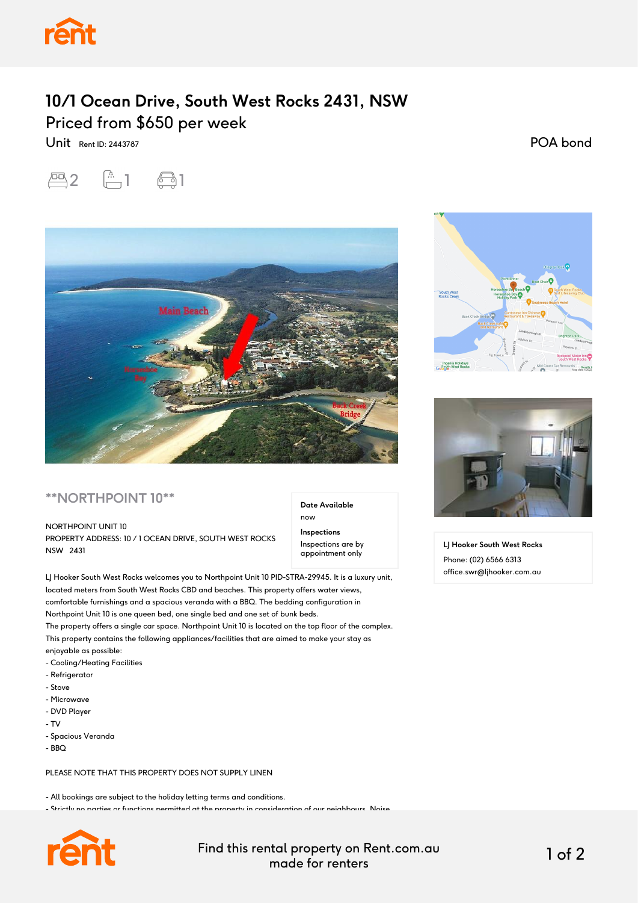# 10/1 Ocean Drive, South West Rocks 2431, NSW

## Priced from $650 per week

Unit Rent ID: 2443787

POA bond

2 1 1

**NORTHPOINT 10**

**Date Available**

now

**Inspections**

Inspections are by appointment only

NORTHPOINT UNIT 10
PROPERTY ADDRESS: 10 / 1 OCEAN DRIVE, SOUTH WEST ROCKS NSW 2431

LJ Hooker South West Rocks welcomes you to Northpoint Unit 10 PID-STRA-29945. It is a luxury unit, located meters from South West Rocks CBD and beaches. This property offers water views, comfortable furnishings and a spacious veranda with a BBQ. The bedding configuration in Northpoint Unit 10 is one queen bed, one single bed and one set of bunk beds.
The property offers a single car space. Northpoint Unit 10 is located on the top floor of the complex.
This property contains the following appliances/facilities that are aimed to make your stay as enjoyable as possible:

- Cooling/Heating Facilities
- Refrigerator
- Stove
- Microwave
- DVD Player
- TV
- Spacious Veranda
- BBQ

PLEASE NOTE THAT THIS PROPERTY DOES NOT SUPPLY LINEN

- All bookings are subject to the holiday letting terms and conditions.
- Strictly no parties or functions permitted at the property in consideration of our neighbours. Noise

**LJ Hooker South West Rocks**

Phone: (02) 6566 6313

office.swr@ljhooker.com.au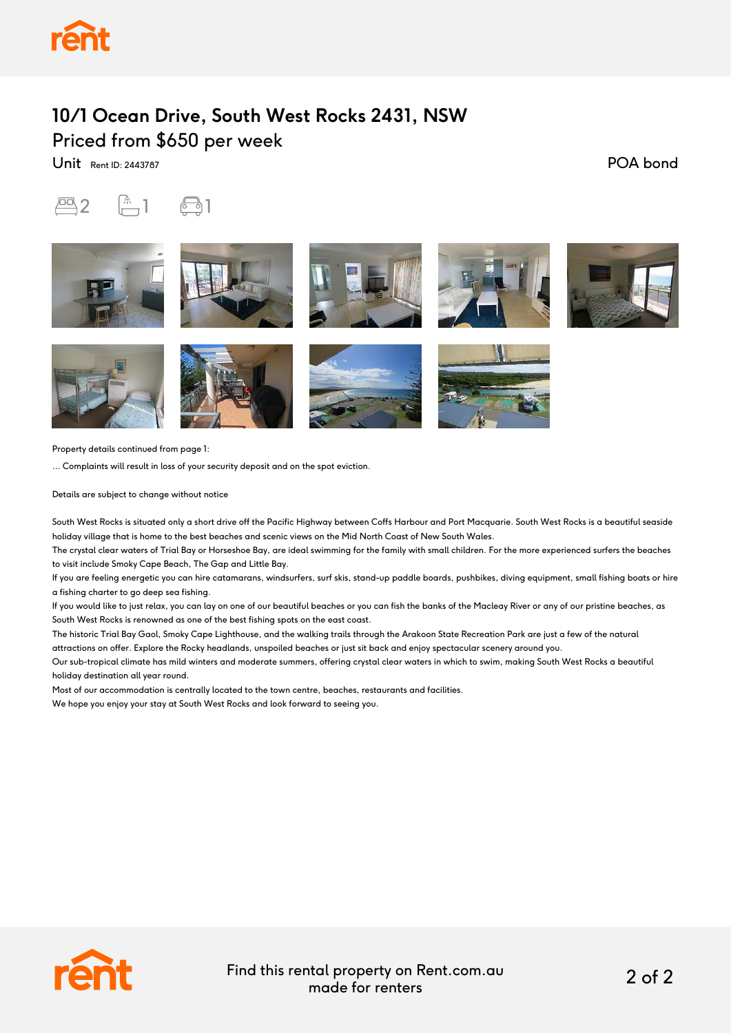# 10/1 Ocean Drive, South West Rocks 2431, NSW

## Priced from $650 per week

Unit Rent ID: 2443787

POA bond

2 1 1

Property details continued from page 1:

... Complaints will result in loss of your security deposit and on the spot eviction.

Details are subject to change without notice

South West Rocks is situated only a short drive off the Pacific Highway between Coffs Harbour and Port Macquarie. South West Rocks is a beautiful seaside holiday village that is home to the best beaches and scenic views on the Mid North Coast of New South Wales.

The crystal clear waters of Trial Bay or Horseshoe Bay, are ideal swimming for the family with small children. For the more experienced surfers the beaches to visit include Smoky Cape Beach, The Gap and Little Bay.

If you are feeling energetic you can hire catamarans, windsurfers, surf skis, stand-up paddle boards, pushbikes, diving equipment, small fishing boats or hire a fishing charter to go deep sea fishing.

If you would like to just relax, you can lay on one of our beautiful beaches or you can fish the banks of the Macleay River or any of our pristine beaches, as South West Rocks is renowned as one of the best fishing spots on the east coast.

The historic Trial Bay Gaol, Smoky Cape Lighthouse, and the walking trails through the Arakoon State Recreation Park are just a few of the natural attractions on offer. Explore the Rocky headlands, unspoiled beaches or just sit back and enjoy spectacular scenery around you.

Our sub-tropical climate has mild winters and moderate summers, offering crystal clear waters in which to swim, making South West Rocks a beautiful holiday destination all year round.

Most of our accommodation is centrally located to the town centre, beaches, restaurants and facilities.

We hope you enjoy your stay at South West Rocks and look forward to seeing you.

Find this rental property on Rent.com.au made for renters